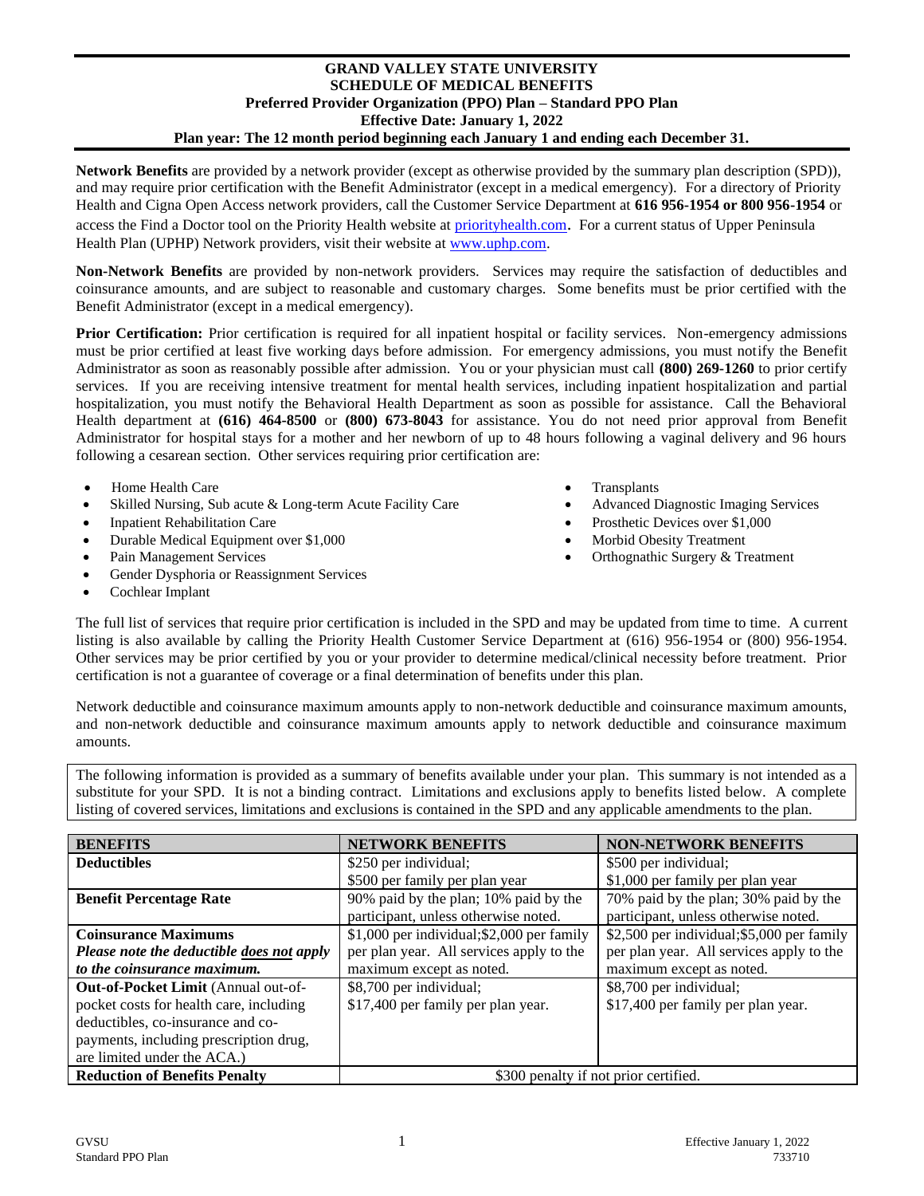# GRAND VALLEY STATE UNIVERSITY
## SCHEDULE OF MEDICAL BENEFITS
### Preferred Provider Organization (PPO) Plan – Standard PPO Plan
### Effective Date: January 1, 2022
### Plan year: The 12 month period beginning each January 1 and ending each December 31.

**Network Benefits** are provided by a network provider (except as otherwise provided by the summary plan description (SPD)), and may require prior certification with the Benefit Administrator (except in a medical emergency). For a directory of Priority Health and Cigna Open Access network providers, call the Customer Service Department at **616 956-1954 or 800 956-1954** or access the Find a Doctor tool on the Priority Health website at priorityhealth.com. For a current status of Upper Peninsula Health Plan (UPHP) Network providers, visit their website at www.uphp.com.

**Non-Network Benefits** are provided by non-network providers. Services may require the satisfaction of deductibles and coinsurance amounts, and are subject to reasonable and customary charges. Some benefits must be prior certified with the Benefit Administrator (except in a medical emergency).

**Prior Certification:** Prior certification is required for all inpatient hospital or facility services. Non-emergency admissions must be prior certified at least five working days before admission. For emergency admissions, you must notify the Benefit Administrator as soon as reasonably possible after admission. You or your physician must call **(800) 269-1260** to prior certify services. If you are receiving intensive treatment for mental health services, including inpatient hospitalization and partial hospitalization, you must notify the Behavioral Health Department as soon as possible for assistance. Call the Behavioral Health department at **(616) 464-8500** or **(800) 673-8043** for assistance. You do not need prior approval from Benefit Administrator for hospital stays for a mother and her newborn of up to 48 hours following a vaginal delivery and 96 hours following a cesarean section. Other services requiring prior certification are:

- Home Health Care
- Skilled Nursing, Sub acute & Long-term Acute Facility Care
- Inpatient Rehabilitation Care
- Durable Medical Equipment over $1,000
- Pain Management Services
- Gender Dysphoria or Reassignment Services
- Cochlear Implant
- Transplants
- Advanced Diagnostic Imaging Services
- Prosthetic Devices over $1,000
- Morbid Obesity Treatment
- Orthognathic Surgery & Treatment

The full list of services that require prior certification is included in the SPD and may be updated from time to time. A current listing is also available by calling the Priority Health Customer Service Department at (616) 956-1954 or (800) 956-1954. Other services may be prior certified by you or your provider to determine medical/clinical necessity before treatment. Prior certification is not a guarantee of coverage or a final determination of benefits under this plan.

Network deductible and coinsurance maximum amounts apply to non-network deductible and coinsurance maximum amounts, and non-network deductible and coinsurance maximum amounts apply to network deductible and coinsurance maximum amounts.

The following information is provided as a summary of benefits available under your plan. This summary is not intended as a substitute for your SPD. It is not a binding contract. Limitations and exclusions apply to benefits listed below. A complete listing of covered services, limitations and exclusions is contained in the SPD and any applicable amendments to the plan.

| BENEFITS | NETWORK BENEFITS | NON-NETWORK BENEFITS |
|---|---|---|
| **Deductibles** | $250 per individual; $500 per family per plan year | $500 per individual; $1,000 per family per plan year |
| **Benefit Percentage Rate** | 90% paid by the plan; 10% paid by the participant, unless otherwise noted. | 70% paid by the plan; 30% paid by the participant, unless otherwise noted. |
| **Coinsurance Maximums** ***Please note the deductible does not apply to the coinsurance maximum.*** | $1,000 per individual;$2,000 per family per plan year. All services apply to the maximum except as noted. | $2,500 per individual;$5,000 per family per plan year. All services apply to the maximum except as noted. |
| **Out-of-Pocket Limit** (Annual out-of-pocket costs for health care, including deductibles, co-insurance and co-payments, including prescription drug, are limited under the ACA.) | $8,700 per individual; $17,400 per family per plan year. | $8,700 per individual; $17,400 per family per plan year. |
| **Reduction of Benefits Penalty** | $300 penalty if not prior certified. | |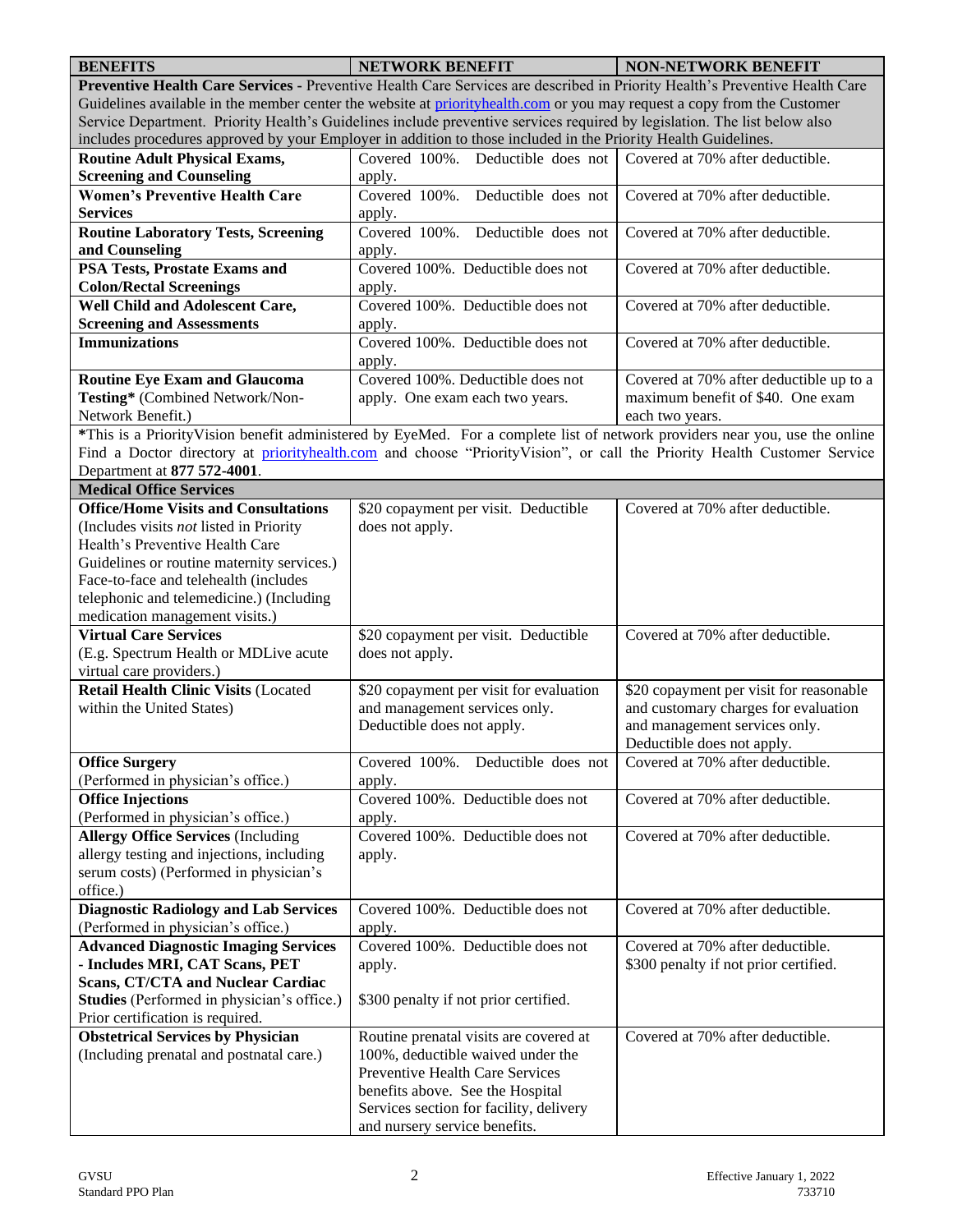| BENEFITS | NETWORK BENEFIT | NON-NETWORK BENEFIT |
|---|---|---|
| **Preventive Health Care Services -** Preventive Health Care Services are described in Priority Health's Preventive Health Care Guidelines available in the member center the website at priorityhealth.com or you may request a copy from the Customer Service Department. Priority Health's Guidelines include preventive services required by legislation. The list below also includes procedures approved by your Employer in addition to those included in the Priority Health Guidelines. | | |
| **Routine Adult Physical Exams, Screening and Counseling** | Covered 100%. Deductible does not apply. | Covered at 70% after deductible. |
| **Women's Preventive Health Care Services** | Covered 100%. Deductible does not apply. | Covered at 70% after deductible. |
| **Routine Laboratory Tests, Screening and Counseling** | Covered 100%. Deductible does not apply. | Covered at 70% after deductible. |
| **PSA Tests, Prostate Exams and Colon/Rectal Screenings** | Covered 100%. Deductible does not apply. | Covered at 70% after deductible. |
| **Well Child and Adolescent Care, Screening and Assessments** | Covered 100%. Deductible does not apply. | Covered at 70% after deductible. |
| **Immunizations** | Covered 100%. Deductible does not apply. | Covered at 70% after deductible. |
| **Routine Eye Exam and Glaucoma Testing*** (Combined Network/Non-Network Benefit.) | Covered 100%. Deductible does not apply. One exam each two years. | Covered at 70% after deductible up to a maximum benefit of $40. One exam each two years. |
| ***This is a PriorityVision benefit administered by EyeMed. For a complete list of network providers near you, use the online Find a Doctor directory at priorityhealth.com and choose "PriorityVision", or call the Priority Health Customer Service Department at **877 572-4001**. | | |
| **Medical Office Services** | | |
| **Office/Home Visits and Consultations** (Includes visits *not* listed in Priority Health's Preventive Health Care Guidelines or routine maternity services.) Face-to-face and telehealth (includes telephonic and telemedicine.) (Including medication management visits.) | $20 copayment per visit. Deductible does not apply. | Covered at 70% after deductible. |
| **Virtual Care Services** (E.g. Spectrum Health or MDLive acute virtual care providers.) | $20 copayment per visit. Deductible does not apply. | Covered at 70% after deductible. |
| **Retail Health Clinic Visits** (Located within the United States) | $20 copayment per visit for evaluation and management services only. Deductible does not apply. | $20 copayment per visit for reasonable and customary charges for evaluation and management services only. Deductible does not apply. |
| **Office Surgery** (Performed in physician's office.) | Covered 100%. Deductible does not apply. | Covered at 70% after deductible. |
| **Office Injections** (Performed in physician's office.) | Covered 100%. Deductible does not apply. | Covered at 70% after deductible. |
| **Allergy Office Services** (Including allergy testing and injections, including serum costs) (Performed in physician's office.) | Covered 100%. Deductible does not apply. | Covered at 70% after deductible. |
| **Diagnostic Radiology and Lab Services** (Performed in physician's office.) | Covered 100%. Deductible does not apply. | Covered at 70% after deductible. |
| **Advanced Diagnostic Imaging Services - Includes MRI, CAT Scans, PET Scans, CT/CTA and Nuclear Cardiac Studies** (Performed in physician's office.) Prior certification is required. | Covered 100%. Deductible does not apply.<br><br>$300 penalty if not prior certified. | Covered at 70% after deductible. $300 penalty if not prior certified. |
| **Obstetrical Services by Physician** (Including prenatal and postnatal care.) | Routine prenatal visits are covered at 100%, deductible waived under the Preventive Health Care Services benefits above. See the Hospital Services section for facility, delivery and nursery service benefits. | Covered at 70% after deductible. |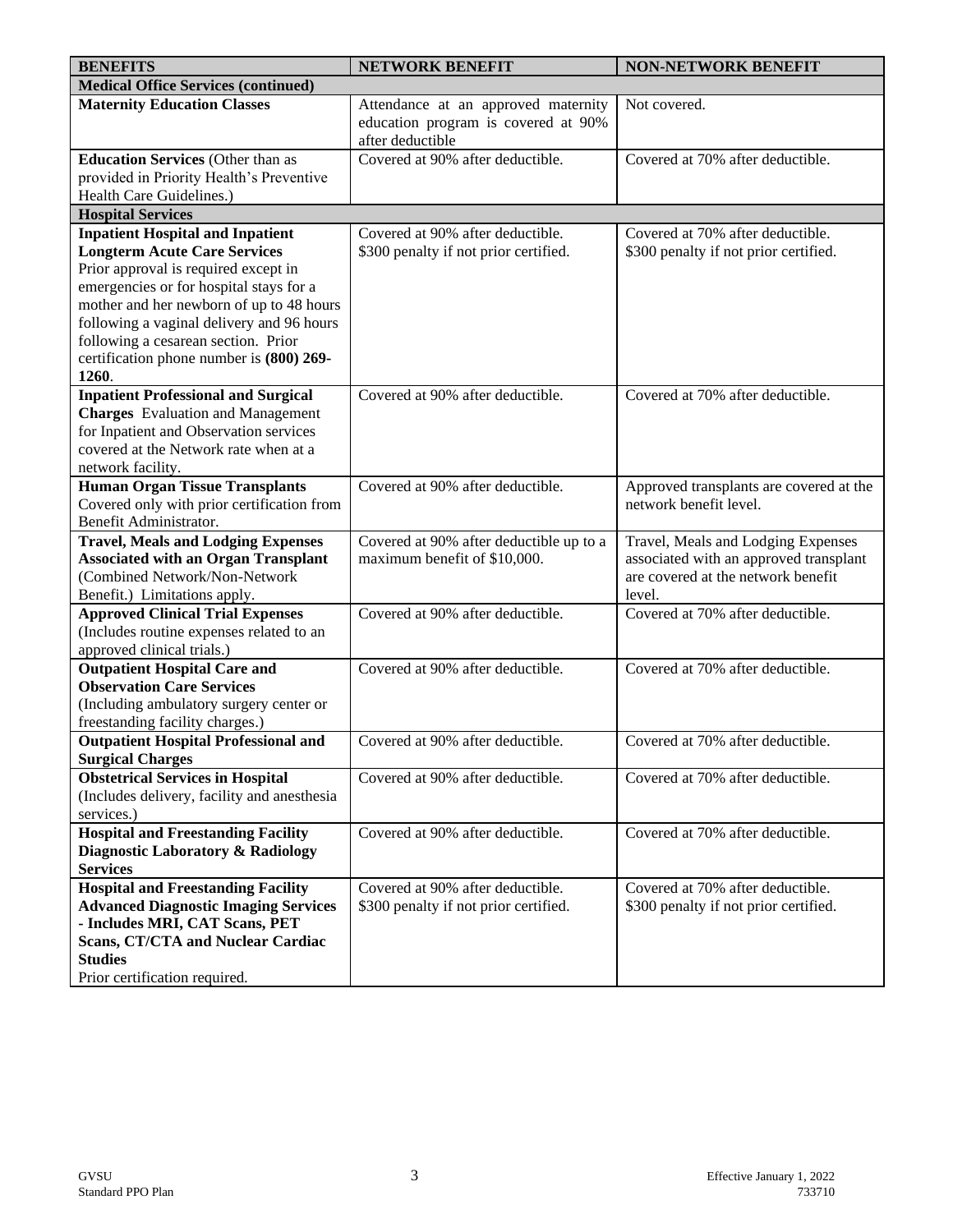| BENEFITS | NETWORK BENEFIT | NON-NETWORK BENEFIT |
|---|---|---|
| **Medical Office Services (continued)** | | |
| **Maternity Education Classes** | Attendance at an approved maternity education program is covered at 90% after deductible | Not covered. |
| **Education Services** (Other than as provided in Priority Health's Preventive Health Care Guidelines.) | Covered at 90% after deductible. | Covered at 70% after deductible. |
| **Hospital Services** | | |
| **Inpatient Hospital and Inpatient Longterm Acute Care Services** Prior approval is required except in emergencies or for hospital stays for a mother and her newborn of up to 48 hours following a vaginal delivery and 96 hours following a cesarean section. Prior certification phone number is **(800) 269-1260**. | Covered at 90% after deductible. $300 penalty if not prior certified. | Covered at 70% after deductible. $300 penalty if not prior certified. |
| **Inpatient Professional and Surgical Charges** Evaluation and Management for Inpatient and Observation services covered at the Network rate when at a network facility. | Covered at 90% after deductible. | Covered at 70% after deductible. |
| **Human Organ Tissue Transplants** Covered only with prior certification from Benefit Administrator. | Covered at 90% after deductible. | Approved transplants are covered at the network benefit level. |
| **Travel, Meals and Lodging Expenses Associated with an Organ Transplant** (Combined Network/Non-Network Benefit.) Limitations apply. | Covered at 90% after deductible up to a maximum benefit of $10,000. | Travel, Meals and Lodging Expenses associated with an approved transplant are covered at the network benefit level. |
| **Approved Clinical Trial Expenses** (Includes routine expenses related to an approved clinical trials.) | Covered at 90% after deductible. | Covered at 70% after deductible. |
| **Outpatient Hospital Care and Observation Care Services** (Including ambulatory surgery center or freestanding facility charges.) | Covered at 90% after deductible. | Covered at 70% after deductible. |
| **Outpatient Hospital Professional and Surgical Charges** | Covered at 90% after deductible. | Covered at 70% after deductible. |
| **Obstetrical Services in Hospital** (Includes delivery, facility and anesthesia services.) | Covered at 90% after deductible. | Covered at 70% after deductible. |
| **Hospital and Freestanding Facility Diagnostic Laboratory & Radiology Services** | Covered at 90% after deductible. | Covered at 70% after deductible. |
| **Hospital and Freestanding Facility Advanced Diagnostic Imaging Services - Includes MRI, CAT Scans, PET Scans, CT/CTA and Nuclear Cardiac Studies** Prior certification required. | Covered at 90% after deductible. $300 penalty if not prior certified. | Covered at 70% after deductible. $300 penalty if not prior certified. |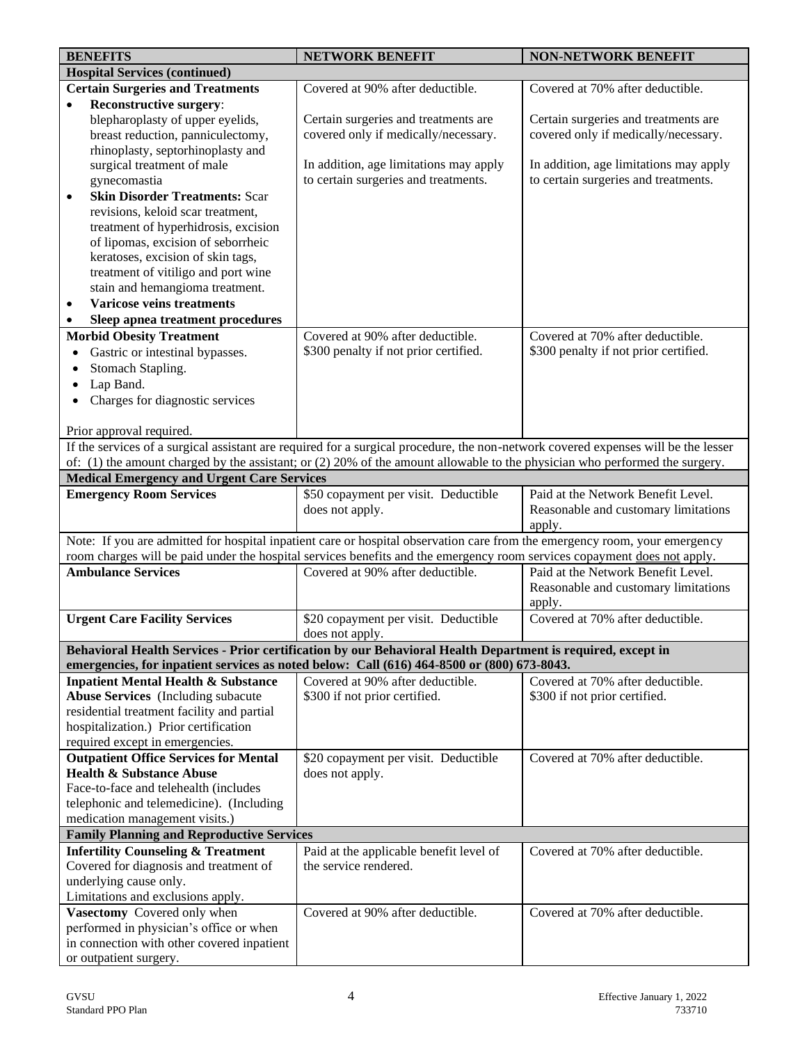| BENEFITS | NETWORK BENEFIT | NON-NETWORK BENEFIT |
|---|---|---|
| **Hospital Services (continued)** | | |
| **Certain Surgeries and Treatments**<br>• **Reconstructive surgery**: blepharoplasty of upper eyelids, breast reduction, panniculectomy, rhinoplasty, septorhinoplasty and surgical treatment of male gynecomastia<br>• **Skin Disorder Treatments:** Scar revisions, keloid scar treatment, treatment of hyperhidrosis, excision of lipomas, excision of seborrheic keratoses, excision of skin tags, treatment of vitiligo and port wine stain and hemangioma treatment.<br>• **Varicose veins treatments**<br>• **Sleep apnea treatment procedures** | Covered at 90% after deductible.<br><br>Certain surgeries and treatments are covered only if medically/necessary.<br><br>In addition, age limitations may apply to certain surgeries and treatments. | Covered at 70% after deductible.<br><br>Certain surgeries and treatments are covered only if medically/necessary.<br><br>In addition, age limitations may apply to certain surgeries and treatments. |
| **Morbid Obesity Treatment**<br>• Gastric or intestinal bypasses.<br>• Stomach Stapling.<br>• Lap Band.<br>• Charges for diagnostic services<br><br>Prior approval required. | Covered at 90% after deductible.<br>$300 penalty if not prior certified. | Covered at 70% after deductible.<br>$300 penalty if not prior certified. |
| If the services of a surgical assistant are required for a surgical procedure, the non-network covered expenses will be the lesser of: (1) the amount charged by the assistant; or (2) 20% of the amount allowable to the physician who performed the surgery. | | |
| **Medical Emergency and Urgent Care Services** | | |
| **Emergency Room Services** | $50 copayment per visit. Deductible does not apply. | Paid at the Network Benefit Level. Reasonable and customary limitations apply. |
| Note: If you are admitted for hospital inpatient care or hospital observation care from the emergency room, your emergency room charges will be paid under the hospital services benefits and the emergency room services copayment does not apply. | | |
| **Ambulance Services** | Covered at 90% after deductible. | Paid at the Network Benefit Level. Reasonable and customary limitations apply. |
| **Urgent Care Facility Services** | $20 copayment per visit. Deductible does not apply. | Covered at 70% after deductible. |
| **Behavioral Health Services - Prior certification by our Behavioral Health Department is required, except in emergencies, for inpatient services as noted below: Call (616) 464-8500 or (800) 673-8043.** | | |
| **Inpatient Mental Health & Substance Abuse Services** (Including subacute residential treatment facility and partial hospitalization.) Prior certification required except in emergencies. | Covered at 90% after deductible.<br>$300 if not prior certified. | Covered at 70% after deductible.<br>$300 if not prior certified. |
| **Outpatient Office Services for Mental Health & Substance Abuse**<br>Face-to-face and telehealth (includes telephonic and telemedicine). (Including medication management visits.) | $20 copayment per visit. Deductible does not apply. | Covered at 70% after deductible. |
| **Family Planning and Reproductive Services** | | |
| **Infertility Counseling & Treatment**<br>Covered for diagnosis and treatment of underlying cause only.<br>Limitations and exclusions apply. | Paid at the applicable benefit level of the service rendered. | Covered at 70% after deductible. |
| **Vasectomy** Covered only when performed in physician's office or when in connection with other covered inpatient or outpatient surgery. | Covered at 90% after deductible. | Covered at 70% after deductible. |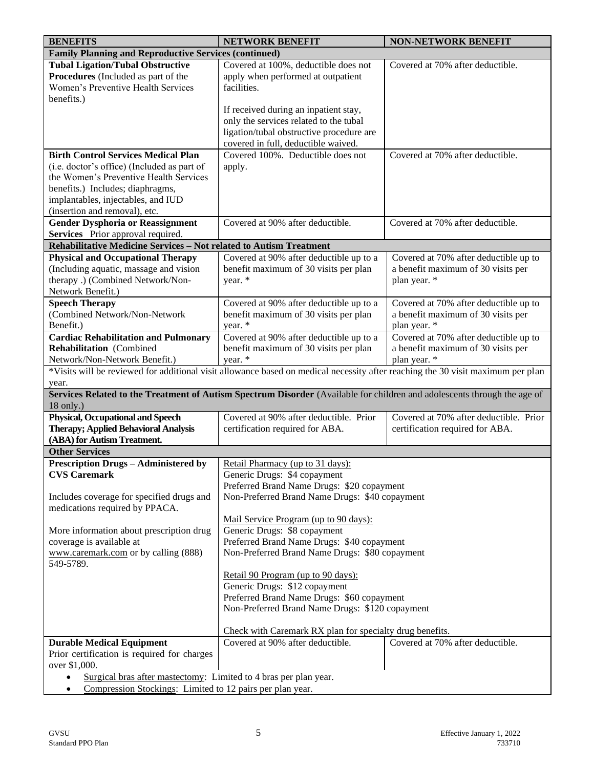| BENEFITS | NETWORK BENEFIT | NON-NETWORK BENEFIT |
|---|---|---|
| **Family Planning and Reproductive Services (continued)** | | |
| **Tubal Ligation/Tubal Obstructive Procedures** (Included as part of the Women's Preventive Health Services benefits.) | Covered at 100%, deductible does not apply when performed at outpatient facilities.<br><br>If received during an inpatient stay, only the services related to the tubal ligation/tubal obstructive procedure are covered in full, deductible waived. | Covered at 70% after deductible. |
| **Birth Control Services Medical Plan** (i.e. doctor's office) (Included as part of the Women's Preventive Health Services benefits.) Includes; diaphragms, implantables, injectables, and IUD (insertion and removal), etc. | Covered 100%. Deductible does not apply. | Covered at 70% after deductible. |
| **Gender Dysphoria or Reassignment Services** Prior approval required. | Covered at 90% after deductible. | Covered at 70% after deductible. |
| **Rehabilitative Medicine Services – Not related to Autism Treatment** | | |
| **Physical and Occupational Therapy** (Including aquatic, massage and vision therapy .) (Combined Network/Non-Network Benefit.) | Covered at 90% after deductible up to a benefit maximum of 30 visits per plan year. * | Covered at 70% after deductible up to a benefit maximum of 30 visits per plan year. * |
| **Speech Therapy** (Combined Network/Non-Network Benefit.) | Covered at 90% after deductible up to a benefit maximum of 30 visits per plan year. * | Covered at 70% after deductible up to a benefit maximum of 30 visits per plan year. * |
| **Cardiac Rehabilitation and Pulmonary Rehabilitation** (Combined Network/Non-Network Benefit.) | Covered at 90% after deductible up to a benefit maximum of 30 visits per plan year. * | Covered at 70% after deductible up to a benefit maximum of 30 visits per plan year. * |
| *Visits will be reviewed for additional visit allowance based on medical necessity after reaching the 30 visit maximum per plan year. | | |
| **Services Related to the Treatment of Autism Spectrum Disorder** (Available for children and adolescents through the age of 18 only.) | | |
| **Physical, Occupational and Speech Therapy; Applied Behavioral Analysis (ABA) for Autism Treatment.** | Covered at 90% after deductible. Prior certification required for ABA. | Covered at 70% after deductible. Prior certification required for ABA. |
| **Other Services** | | |
| **Prescription Drugs – Administered by CVS Caremark**<br><br>Includes coverage for specified drugs and medications required by PPACA.<br><br>More information about prescription drug coverage is available at www.caremark.com or by calling (888) 549-5789. | <u>Retail Pharmacy (up to 31 days):</u><br>Generic Drugs: $4 copayment<br>Preferred Brand Name Drugs: $20 copayment<br>Non-Preferred Brand Name Drugs: $40 copayment<br><br><u>Mail Service Program (up to 90 days):</u><br>Generic Drugs: $8 copayment<br>Preferred Brand Name Drugs: $40 copayment<br>Non-Preferred Brand Name Drugs: $80 copayment<br><br><u>Retail 90 Program (up to 90 days):</u><br>Generic Drugs: $12 copayment<br>Preferred Brand Name Drugs: $60 copayment<br>Non-Preferred Brand Name Drugs: $120 copayment<br><br>Check with Caremark RX plan for specialty drug benefits. | |
| **Durable Medical Equipment** Prior certification is required for charges over $1,000.<br>• <u>Surgical bras after mastectomy</u>: Limited to 4 bras per plan year.<br>• <u>Compression Stockings</u>: Limited to 12 pairs per plan year. | Covered at 90% after deductible. | Covered at 70% after deductible. |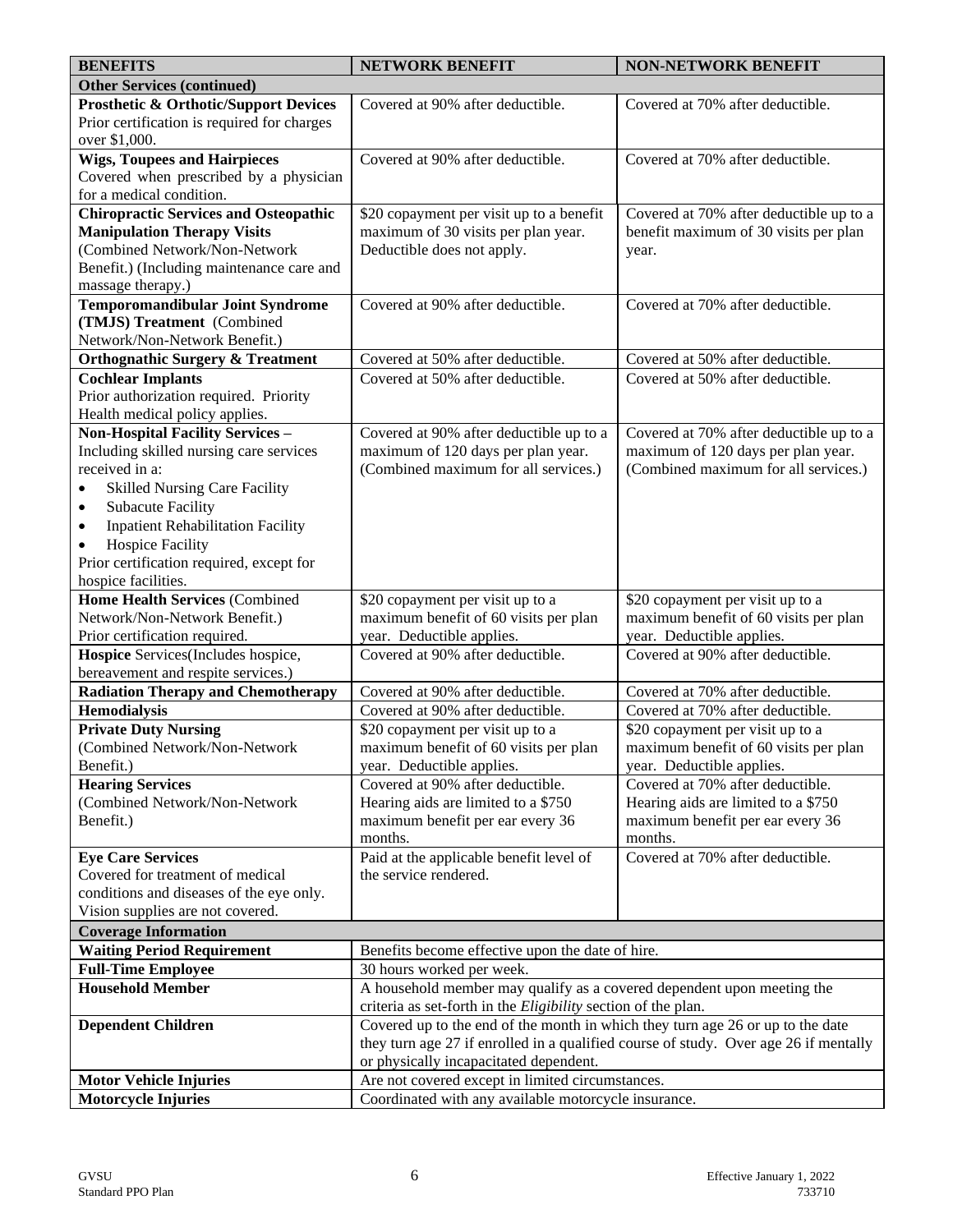| BENEFITS | NETWORK BENEFIT | NON-NETWORK BENEFIT |
|---|---|---|
| **Other Services (continued)** | | |
| **Prosthetic & Orthotic/Support Devices** Prior certification is required for charges over $1,000. | Covered at 90% after deductible. | Covered at 70% after deductible. |
| **Wigs, Toupees and Hairpieces** Covered when prescribed by a physician for a medical condition. | Covered at 90% after deductible. | Covered at 70% after deductible. |
| **Chiropractic Services and Osteopathic Manipulation Therapy Visits** (Combined Network/Non-Network Benefit.) (Including maintenance care and massage therapy.) | $20 copayment per visit up to a benefit maximum of 30 visits per plan year. Deductible does not apply. | Covered at 70% after deductible up to a benefit maximum of 30 visits per plan year. |
| **Temporomandibular Joint Syndrome (TMJS) Treatment** (Combined Network/Non-Network Benefit.) | Covered at 90% after deductible. | Covered at 70% after deductible. |
| **Orthognathic Surgery & Treatment** | Covered at 50% after deductible. | Covered at 50% after deductible. |
| **Cochlear Implants** Prior authorization required. Priority Health medical policy applies. | Covered at 50% after deductible. | Covered at 50% after deductible. |
| **Non-Hospital Facility Services –** Including skilled nursing care services received in a: • Skilled Nursing Care Facility • Subacute Facility • Inpatient Rehabilitation Facility • Hospice Facility Prior certification required, except for hospice facilities. | Covered at 90% after deductible up to a maximum of 120 days per plan year. (Combined maximum for all services.) | Covered at 70% after deductible up to a maximum of 120 days per plan year. (Combined maximum for all services.) |
| **Home Health Services** (Combined Network/Non-Network Benefit.) Prior certification required. | $20 copayment per visit up to a maximum benefit of 60 visits per plan year. Deductible applies. | $20 copayment per visit up to a maximum benefit of 60 visits per plan year. Deductible applies. |
| **Hospice** Services(Includes hospice, bereavement and respite services.) | Covered at 90% after deductible. | Covered at 90% after deductible. |
| **Radiation Therapy and Chemotherapy** | Covered at 90% after deductible. | Covered at 70% after deductible. |
| **Hemodialysis** | Covered at 90% after deductible. | Covered at 70% after deductible. |
| **Private Duty Nursing** (Combined Network/Non-Network Benefit.) | $20 copayment per visit up to a maximum benefit of 60 visits per plan year. Deductible applies. | $20 copayment per visit up to a maximum benefit of 60 visits per plan year. Deductible applies. |
| **Hearing Services** (Combined Network/Non-Network Benefit.) | Covered at 90% after deductible. Hearing aids are limited to a $750 maximum benefit per ear every 36 months. | Covered at 70% after deductible. Hearing aids are limited to a $750 maximum benefit per ear every 36 months. |
| **Eye Care Services** Covered for treatment of medical conditions and diseases of the eye only. Vision supplies are not covered. | Paid at the applicable benefit level of the service rendered. | Covered at 70% after deductible. |
| **Coverage Information** | | |
| **Waiting Period Requirement** | Benefits become effective upon the date of hire. | |
| **Full-Time Employee** | 30 hours worked per week. | |
| **Household Member** | A household member may qualify as a covered dependent upon meeting the criteria as set-forth in the *Eligibility* section of the plan. | |
| **Dependent Children** | Covered up to the end of the month in which they turn age 26 or up to the date they turn age 27 if enrolled in a qualified course of study. Over age 26 if mentally or physically incapacitated dependent. | |
| **Motor Vehicle Injuries** | Are not covered except in limited circumstances. | |
| **Motorcycle Injuries** | Coordinated with any available motorcycle insurance. | |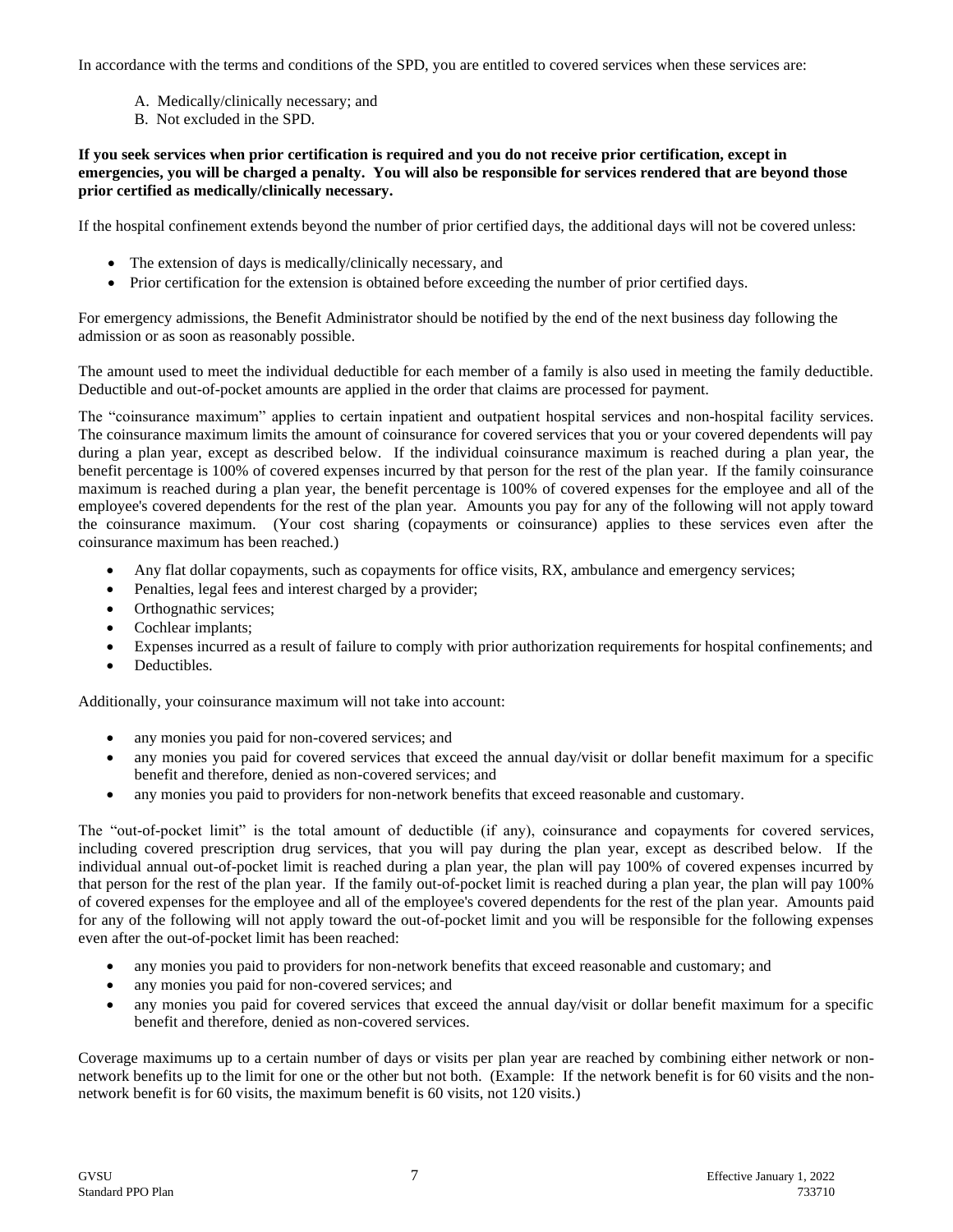In accordance with the terms and conditions of the SPD, you are entitled to covered services when these services are:

A. Medically/clinically necessary; and
B. Not excluded in the SPD.

**If you seek services when prior certification is required and you do not receive prior certification, except in emergencies, you will be charged a penalty. You will also be responsible for services rendered that are beyond those prior certified as medically/clinically necessary.**

If the hospital confinement extends beyond the number of prior certified days, the additional days will not be covered unless:

- The extension of days is medically/clinically necessary, and
- Prior certification for the extension is obtained before exceeding the number of prior certified days.

For emergency admissions, the Benefit Administrator should be notified by the end of the next business day following the admission or as soon as reasonably possible.

The amount used to meet the individual deductible for each member of a family is also used in meeting the family deductible. Deductible and out-of-pocket amounts are applied in the order that claims are processed for payment.

The "coinsurance maximum" applies to certain inpatient and outpatient hospital services and non-hospital facility services. The coinsurance maximum limits the amount of coinsurance for covered services that you or your covered dependents will pay during a plan year, except as described below. If the individual coinsurance maximum is reached during a plan year, the benefit percentage is 100% of covered expenses incurred by that person for the rest of the plan year. If the family coinsurance maximum is reached during a plan year, the benefit percentage is 100% of covered expenses for the employee and all of the employee's covered dependents for the rest of the plan year. Amounts you pay for any of the following will not apply toward the coinsurance maximum. (Your cost sharing (copayments or coinsurance) applies to these services even after the coinsurance maximum has been reached.)

- Any flat dollar copayments, such as copayments for office visits, RX, ambulance and emergency services;
- Penalties, legal fees and interest charged by a provider;
- Orthognathic services;
- Cochlear implants;
- Expenses incurred as a result of failure to comply with prior authorization requirements for hospital confinements; and
- Deductibles.

Additionally, your coinsurance maximum will not take into account:

- any monies you paid for non-covered services; and
- any monies you paid for covered services that exceed the annual day/visit or dollar benefit maximum for a specific benefit and therefore, denied as non-covered services; and
- any monies you paid to providers for non-network benefits that exceed reasonable and customary.

The "out-of-pocket limit" is the total amount of deductible (if any), coinsurance and copayments for covered services, including covered prescription drug services, that you will pay during the plan year, except as described below. If the individual annual out-of-pocket limit is reached during a plan year, the plan will pay 100% of covered expenses incurred by that person for the rest of the plan year. If the family out-of-pocket limit is reached during a plan year, the plan will pay 100% of covered expenses for the employee and all of the employee's covered dependents for the rest of the plan year. Amounts paid for any of the following will not apply toward the out-of-pocket limit and you will be responsible for the following expenses even after the out-of-pocket limit has been reached:

- any monies you paid to providers for non-network benefits that exceed reasonable and customary; and
- any monies you paid for non-covered services; and
- any monies you paid for covered services that exceed the annual day/visit or dollar benefit maximum for a specific benefit and therefore, denied as non-covered services.

Coverage maximums up to a certain number of days or visits per plan year are reached by combining either network or non-network benefits up to the limit for one or the other but not both. (Example: If the network benefit is for 60 visits and the non-network benefit is for 60 visits, the maximum benefit is 60 visits, not 120 visits.)